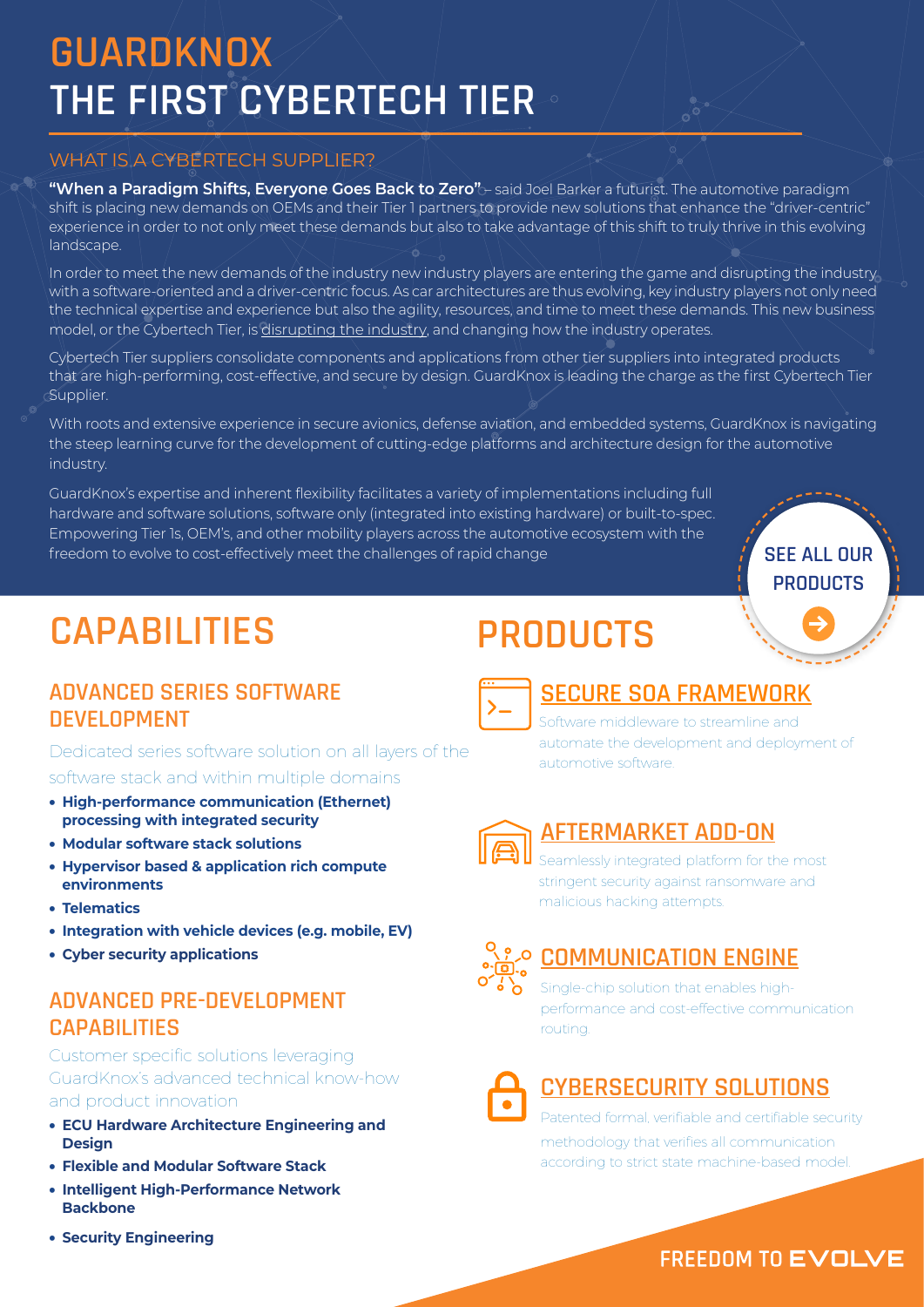# GUARDKNOX
# THE FIRST CYBERTECH TIER

## WHAT IS A CYBERTECH SUPPLIER?

**"When a Paradigm Shifts, Everyone Goes Back to Zero"** – said Joel Barker a futurist. The automotive paradigm shift is placing new demands on OEMs and their Tier 1 partners to provide new solutions that enhance the "driver-centric" experience in order to not only meet these demands but also to take advantage of this shift to truly thrive in this evolving landscape.

In order to meet the new demands of the industry new industry players are entering the game and disrupting the industry with a software-oriented and a driver-centric focus. As car architectures are thus evolving, key industry players not only need the technical expertise and experience but also the agility, resources, and time to meet these demands. This new business model, or the Cybertech Tier, is disrupting the industry, and changing how the industry operates.

Cybertech Tier suppliers consolidate components and applications from other tier suppliers into integrated products that are high-performing, cost-effective, and secure by design. GuardKnox is leading the charge as the first Cybertech Tier Supplier.

With roots and extensive experience in secure avionics, defense aviation, and embedded systems, GuardKnox is navigating the steep learning curve for the development of cutting-edge platforms and architecture design for the automotive industry.

GuardKnox's expertise and inherent flexibility facilitates a variety of implementations including full hardware and software solutions, software only (integrated into existing hardware) or built-to-spec. Empowering Tier 1s, OEM's, and other mobility players across the automotive ecosystem with the freedom to evolve to cost-effectively meet the challenges of rapid change

SEE ALL OUR PRODUCTS

# CAPABILITIES

## ADVANCED SERIES SOFTWARE DEVELOPMENT

Dedicated series software solution on all layers of the software stack and within multiple domains

- **High-performance communication (Ethernet) processing with integrated security**
- **Modular software stack solutions**
- **Hypervisor based & application rich compute environments**
- **Telematics**
- **Integration with vehicle devices (e.g. mobile, EV)**
- **Cyber security applications**

## ADVANCED PRE-DEVELOPMENT CAPABILITIES

Customer specific solutions leveraging GuardKnox's advanced technical know-how and product innovation

- **ECU Hardware Architecture Engineering and Design**
- **Flexible and Modular Software Stack**
- **Intelligent High-Performance Network Backbone**
- **Security Engineering**

# PRODUCTS

## SECURE SOA FRAMEWORK

Software middleware to streamline and automate the development and deployment of automotive software.

## AFTERMARKET ADD-ON

Seamlessly integrated platform for the most stringent security against ransomware and malicious hacking attempts.

## COMMUNICATION ENGINE

Single-chip solution that enables high-performance and cost-effective communication routing.

## CYBERSECURITY SOLUTIONS

Patented formal, verifiable and certifiable security methodology that verifies all communication according to strict state machine-based model.

FREEDOM TO EVOLVE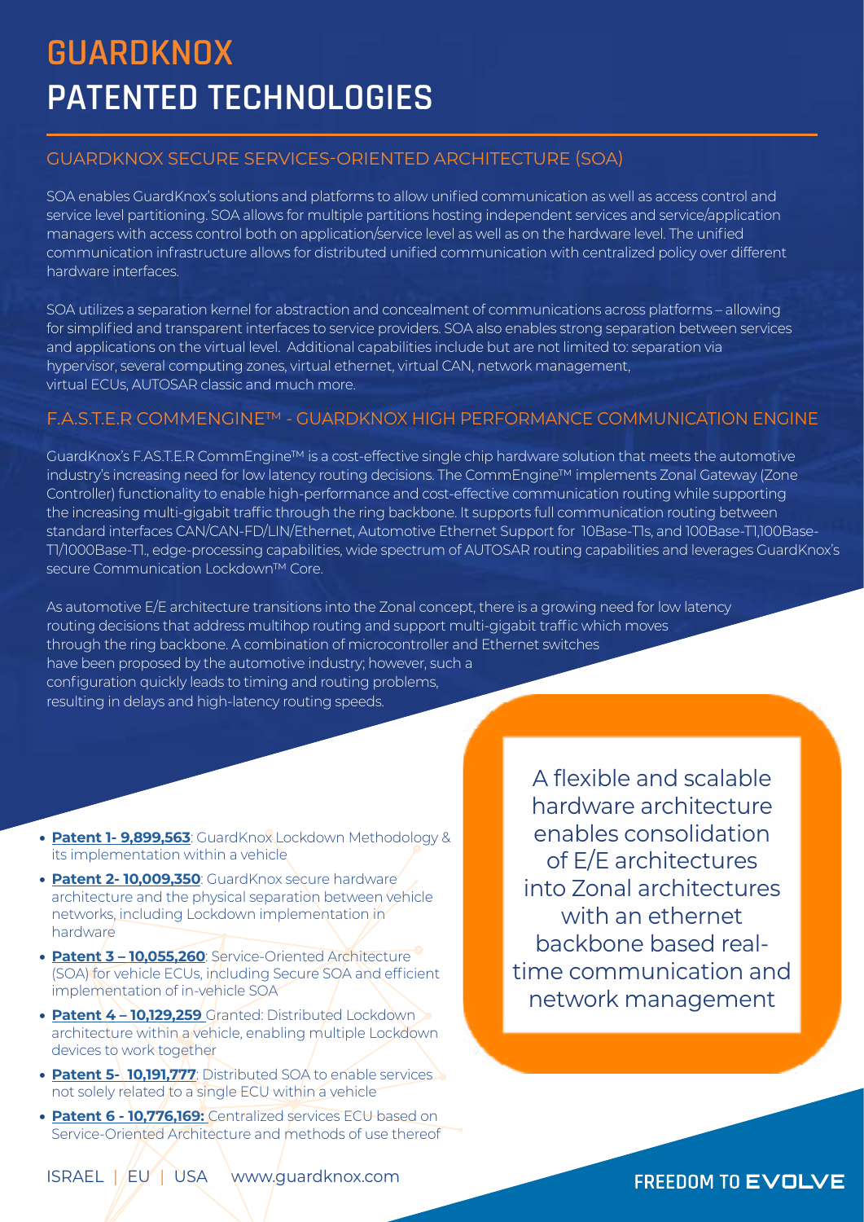# GUARDKNOX
# PATENTED TECHNOLOGIES

## GUARDKNOX SECURE SERVICES-ORIENTED ARCHITECTURE (SOA)

SOA enables GuardKnox's solutions and platforms to allow unified communication as well as access control and service level partitioning. SOA allows for multiple partitions hosting independent services and service/application managers with access control both on application/service level as well as on the hardware level. The unified communication infrastructure allows for distributed unified communication with centralized policy over different hardware interfaces.

SOA utilizes a separation kernel for abstraction and concealment of communications across platforms – allowing for simplified and transparent interfaces to service providers. SOA also enables strong separation between services and applications on the virtual level. Additional capabilities include but are not limited to: separation via hypervisor, several computing zones, virtual ethernet, virtual CAN, network management, virtual ECUs, AUTOSAR classic and much more.

## F.A.S.T.E.R COMMENGINE™ - GUARDKNOX HIGH PERFORMANCE COMMUNICATION ENGINE

GuardKnox's F.AS.T.E.R CommEngine™ is a cost-effective single chip hardware solution that meets the automotive industry's increasing need for low latency routing decisions. The CommEngine™ implements Zonal Gateway (Zone Controller) functionality to enable high-performance and cost-effective communication routing while supporting the increasing multi-gigabit traffic through the ring backbone. It supports full communication routing between standard interfaces CAN/CAN-FD/LIN/Ethernet, Automotive Ethernet Support for 10Base-T1s, and 100Base-T1,100Base-T1/1000Base-T1., edge-processing capabilities, wide spectrum of AUTOSAR routing capabilities and leverages GuardKnox's secure Communication Lockdown™ Core.

As automotive E/E architecture transitions into the Zonal concept, there is a growing need for low latency routing decisions that address multihop routing and support multi-gigabit traffic which moves through the ring backbone. A combination of microcontroller and Ethernet switches have been proposed by the automotive industry; however, such a configuration quickly leads to timing and routing problems, resulting in delays and high-latency routing speeds.

- **Patent 1- 9,899,563**: GuardKnox Lockdown Methodology & its implementation within a vehicle
- **Patent 2- 10,009,350**: GuardKnox secure hardware architecture and the physical separation between vehicle networks, including Lockdown implementation in hardware
- **Patent 3 – 10,055,260**: Service-Oriented Architecture (SOA) for vehicle ECUs, including Secure SOA and efficient implementation of in-vehicle SOA
- **Patent 4 – 10,129,259** Granted: Distributed Lockdown architecture within a vehicle, enabling multiple Lockdown devices to work together
- **Patent 5- 10,191,777**: Distributed SOA to enable services not solely related to a single ECU within a vehicle
- **Patent 6 - 10,776,169:** Centralized services ECU based on Service-Oriented Architecture and methods of use thereof

A flexible and scalable hardware architecture enables consolidation of E/E architectures into Zonal architectures with an ethernet backbone based real-time communication and network management

ISRAEL | EU | USA www.guardknox.com

FREEDOM TO EVOLVE